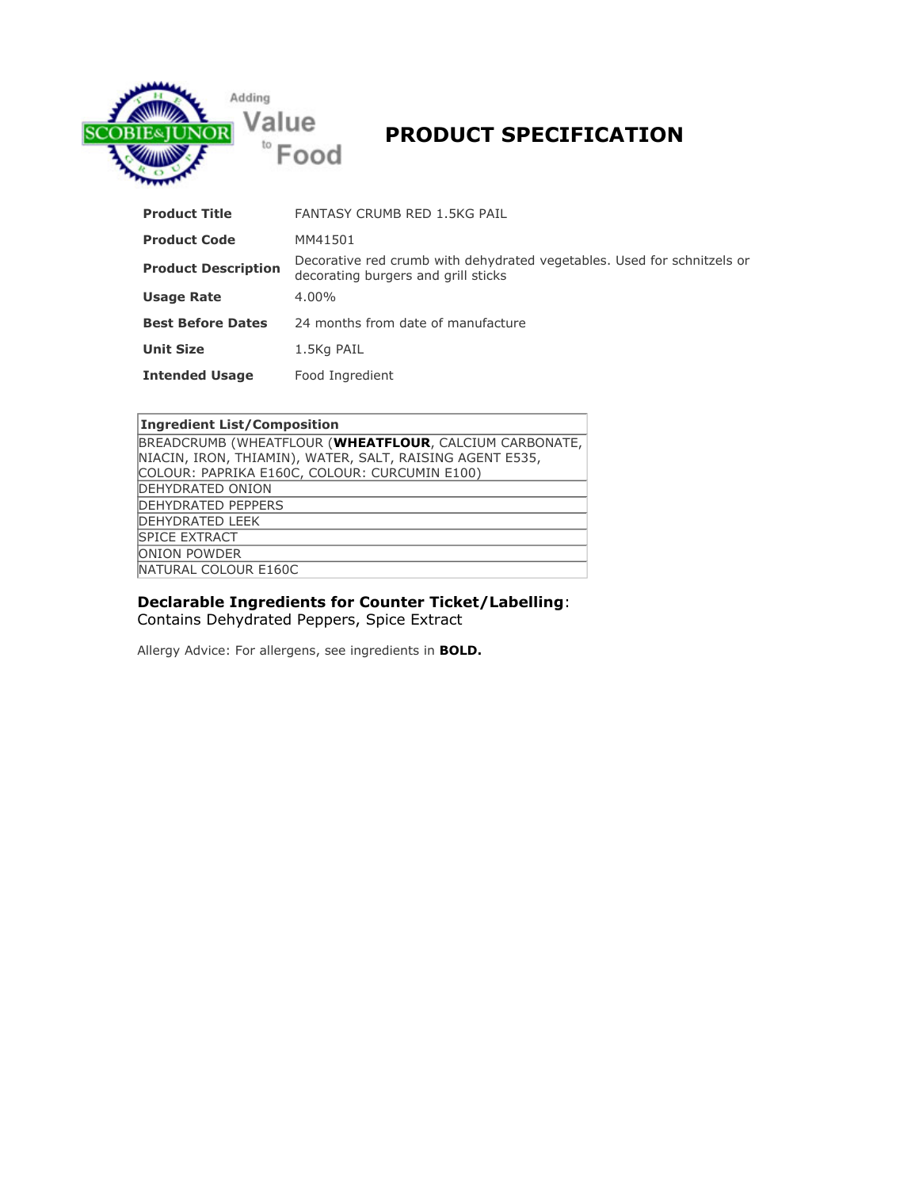# PRODUCT SPECIFICATION

| | |
|---|---|
| **Product Title** | FANTASY CRUMB RED 1.5KG PAIL |
| **Product Code** | MM41501 |
| **Product Description** | Decorative red crumb with dehydrated vegetables. Used for schnitzels or decorating burgers and grill sticks |
| **Usage Rate** | 4.00% |
| **Best Before Dates** | 24 months from date of manufacture |
| **Unit Size** | 1.5Kg PAIL |
| **Intended Usage** | Food Ingredient |

| **Ingredient List/Composition** |
|---|
| BREADCRUMB (WHEATFLOUR (**WHEATFLOUR**, CALCIUM CARBONATE, NIACIN, IRON, THIAMIN), WATER, SALT, RAISING AGENT E535, COLOUR: PAPRIKA E160C, COLOUR: CURCUMIN E100) |
| DEHYDRATED ONION |
| DEHYDRATED PEPPERS |
| DEHYDRATED LEEK |
| SPICE EXTRACT |
| ONION POWDER |
| NATURAL COLOUR E160C |

**Declarable Ingredients for Counter Ticket/Labelling**:
Contains Dehydrated Peppers, Spice Extract

Allergy Advice: For allergens, see ingredients in **BOLD.**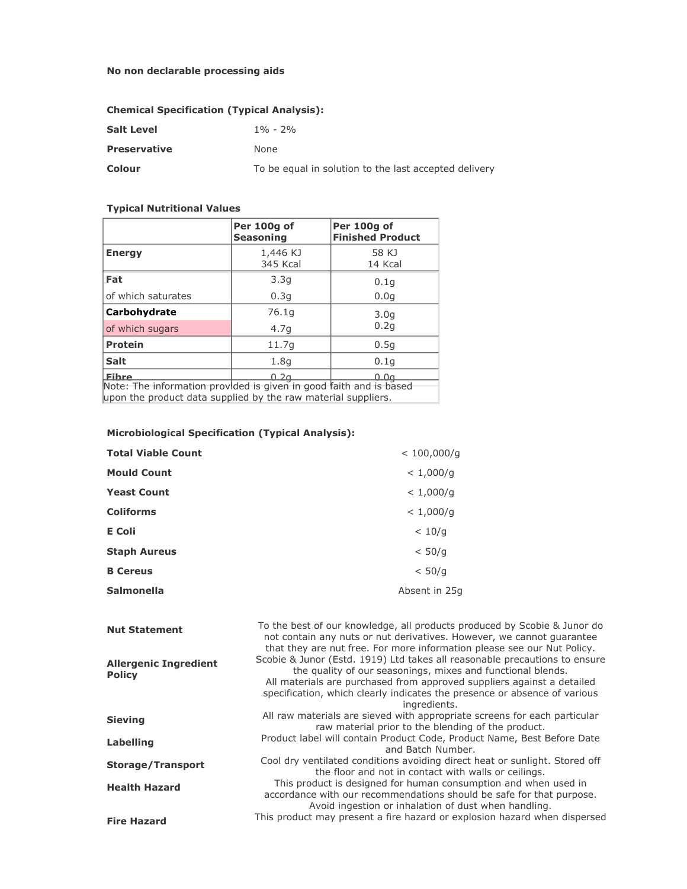**No non declarable processing aids**

**Chemical Specification (Typical Analysis):**

| | |
|---|---|
| **Salt Level** | 1% - 2% |
| **Preservative** | None |
| **Colour** | To be equal in solution to the last accepted delivery |

**Typical Nutritional Values**

| | Per 100g of Seasoning | Per 100g of Finished Product |
|---|---|---|
| **Energy** | 1,446 KJ<br>345 Kcal | 58 KJ<br>14 Kcal |
| **Fat** | 3.3g | 0.1g |
| of which saturates | 0.3g | 0.0g |
| **Carbohydrate** | 76.1g | 3.0g |
| of which sugars | 4.7g | 0.2g |
| **Protein** | 11.7g | 0.5g |
| **Salt** | 1.8g | 0.1g |
| **Fibre** | 0.2g | 0.0g |

Note: The information provided is given in good faith and is based upon the product data supplied by the raw material suppliers.

**Microbiological Specification (Typical Analysis):**

| | |
|---|---|
| **Total Viable Count** | < 100,000/g |
| **Mould Count** | < 1,000/g |
| **Yeast Count** | < 1,000/g |
| **Coliforms** | < 1,000/g |
| **E Coli** | < 10/g |
| **Staph Aureus** | < 50/g |
| **B Cereus** | < 50/g |
| **Salmonella** | Absent in 25g |

| | |
|---|---|
| **Nut Statement** | To the best of our knowledge, all products produced by Scobie & Junor do not contain any nuts or nut derivatives. However, we cannot guarantee that they are nut free. For more information please see our Nut Policy. |
| **Allergenic Ingredient Policy** | Scobie & Junor (Estd. 1919) Ltd takes all reasonable precautions to ensure the quality of our seasonings, mixes and functional blends. All materials are purchased from approved suppliers against a detailed specification, which clearly indicates the presence or absence of various ingredients. |
| **Sieving** | All raw materials are sieved with appropriate screens for each particular raw material prior to the blending of the product. |
| **Labelling** | Product label will contain Product Code, Product Name, Best Before Date and Batch Number. |
| **Storage/Transport** | Cool dry ventilated conditions avoiding direct heat or sunlight. Stored off the floor and not in contact with walls or ceilings. |
| **Health Hazard** | This product is designed for human consumption and when used in accordance with our recommendations should be safe for that purpose. Avoid ingestion or inhalation of dust when handling. |
| **Fire Hazard** | This product may present a fire hazard or explosion hazard when dispersed |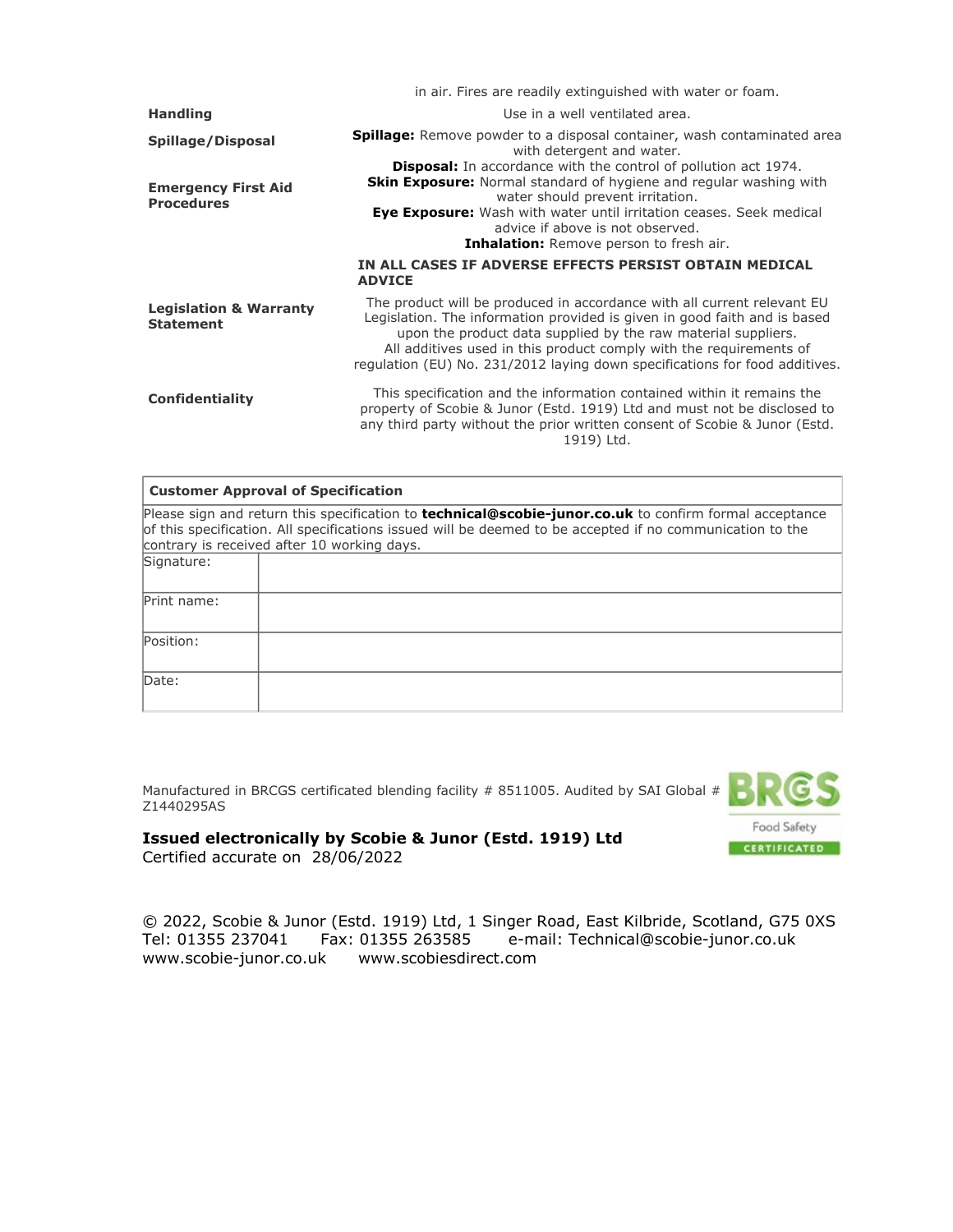| | |
|---|---|
| | in air. Fires are readily extinguished with water or foam. |
| **Handling** | Use in a well ventilated area. |
| **Spillage/Disposal** | **Spillage:** Remove powder to a disposal container, wash contaminated area with detergent and water.<br>**Disposal:** In accordance with the control of pollution act 1974. |
| **Emergency First Aid Procedures** | **Skin Exposure:** Normal standard of hygiene and regular washing with water should prevent irritation.<br>**Eye Exposure:** Wash with water until irritation ceases. Seek medical advice if above is not observed.<br>**Inhalation:** Remove person to fresh air.<br>**IN ALL CASES IF ADVERSE EFFECTS PERSIST OBTAIN MEDICAL ADVICE** |
| **Legislation & Warranty Statement** | The product will be produced in accordance with all current relevant EU Legislation. The information provided is given in good faith and is based upon the product data supplied by the raw material suppliers.<br>All additives used in this product comply with the requirements of regulation (EU) No. 231/2012 laying down specifications for food additives. |
| **Confidentiality** | This specification and the information contained within it remains the property of Scobie & Junor (Estd. 1919) Ltd and must not be disclosed to any third party without the prior written consent of Scobie & Junor (Estd. 1919) Ltd. |

| **Customer Approval of Specification** | |
|---|---|
| Please sign and return this specification to **technical@scobie-junor.co.uk** to confirm formal acceptance of this specification. All specifications issued will be deemed to be accepted if no communication to the contrary is received after 10 working days. | |
| Signature: | |
| Print name: | |
| Position: | |
| Date: | |

Manufactured in BRCGS certificated blending facility # 8511005. Audited by SAI Global # Z1440295AS

BRCGS Food Safety CERTIFICATED

**Issued electronically by Scobie & Junor (Estd. 1919) Ltd**
Certified accurate on 28/06/2022

© 2022, Scobie & Junor (Estd. 1919) Ltd, 1 Singer Road, East Kilbride, Scotland, G75 0XS
Tel: 01355 237041 Fax: 01355 263585 e-mail: Technical@scobie-junor.co.uk
www.scobie-junor.co.uk www.scobiesdirect.com